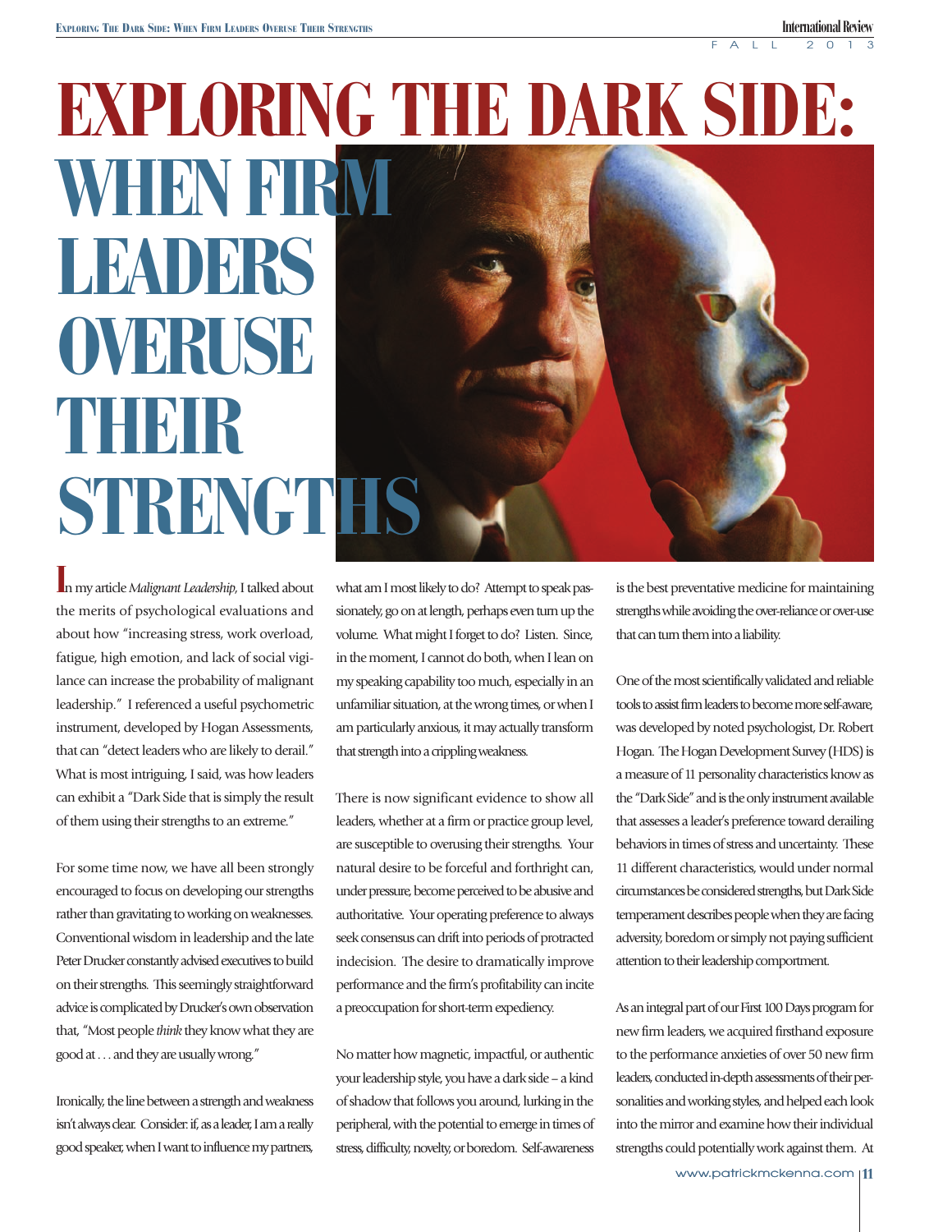# EXPLORING THE DARK SIDE:

## WHEN FIRM LEADERS OVERUSE THEIR STRENGTHS

In my article *Malignant Leadership*, I talked about the merits of psychological evaluations and about how "increasing stress, work overload, fatigue, high emotion, and lack of social vigilance can increase the probability of malignant leadership." I referenced a useful psychometric instrument, developed by Hogan Assessments, that can "detect leaders who are likely to derail." What is most intriguing, I said, was how leaders can exhibit a "Dark Side that is simply the result of them using their strengths to an extreme."

For some time now, we have all been strongly encouraged to focus on developing our strengths rather than gravitating to working on weaknesses. Conventional wisdom in leadership and the late Peter Drucker constantly advised executives to build on their strengths. This seemingly straightforward advice is complicated by Drucker's own observation that, "Most people *think* they know what they are good at . . . and they are usually wrong."

Ironically, the line between a strength and weakness isn't always clear. Consider: if, as a leader, I am a really good speaker, when I want to influence my partners, what am I most likely to do? Attempt to speak passionately, go on at length, perhaps even turn up the volume. What might I forget to do? Listen. Since, in the moment, I cannot do both, when I lean on my speaking capability too much, especially in an unfamiliar situation, at the wrong times, or when I am particularly anxious, it may actually transform that strength into a crippling weakness.

There is now significant evidence to show all leaders, whether at a firm or practice group level, are susceptible to overusing their strengths. Your natural desire to be forceful and forthright can, under pressure, become perceived to be abusive and authoritative. Your operating preference to always seek consensus can drift into periods of protracted indecision. The desire to dramatically improve performance and the firm's profitability can incite a preoccupation for short-term expediency.

No matter how magnetic, impactful, or authentic your leadership style, you have a dark side – a kind of shadow that follows you around, lurking in the peripheral, with the potential to emerge in times of stress, difficulty, novelty, or boredom. Self-awareness is the best preventative medicine for maintaining strengths while avoiding the over-reliance or over-use that can turn them into a liability.

One of the most scientifically validated and reliable tools to assist firm leaders to become more self-aware, was developed by noted psychologist, Dr. Robert Hogan. The Hogan Development Survey (HDS) is a measure of 11 personality characteristics know as the "Dark Side" and is the only instrument available that assesses a leader's preference toward derailing behaviors in times of stress and uncertainty. These 11 different characteristics, would under normal circumstances be considered strengths, but Dark Side temperament describes people when they are facing adversity, boredom or simply not paying sufficient attention to their leadership comportment.

As an integral part of our First 100 Days program for new firm leaders, we acquired firsthand exposure to the performance anxieties of over 50 new firm leaders, conducted in-depth assessments of their personalities and working styles, and helped each look into the mirror and examine how their individual strengths could potentially work against them. At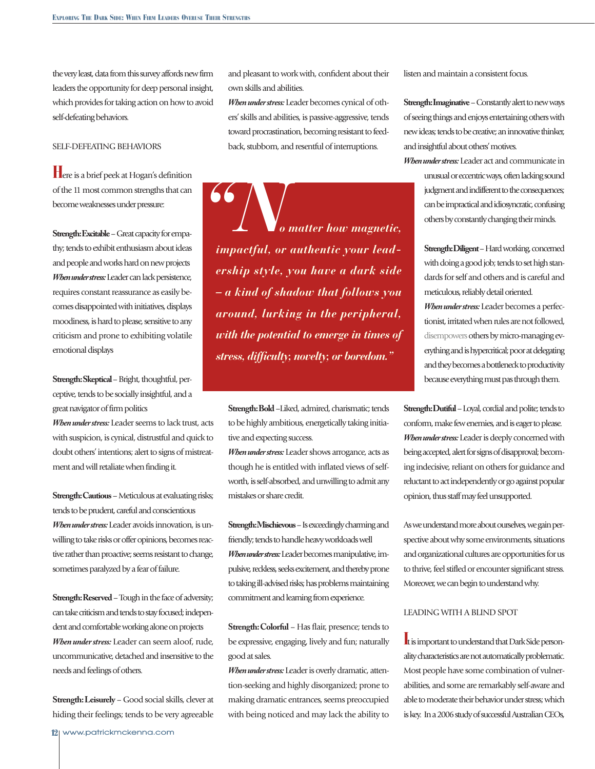the very least, data from this survey affords new firm leaders the opportunity for deep personal insight, which provides for taking action on how to avoid self-defeating behaviors.

## SELF-DEFEATING BEHAVIORS

Here is a brief peek at Hogan's definition of the 11 most common strengths that can become weaknesses under pressure:

**Strength: Excitable** – Great capacity for empathy; tends to exhibit enthusiasm about ideas and people and works hard on new projects
***When under stress:*** Leader can lack persistence, requires constant reassurance as easily becomes disappointed with initiatives, displays moodiness, is hard to please, sensitive to any criticism and prone to exhibiting volatile emotional displays

**Strength: Skeptical** – Bright, thoughtful, perceptive, tends to be socially insightful, and a great navigator of firm politics
***When under stress:*** Leader seems to lack trust, acts with suspicion, is cynical, distrustful and quick to doubt others' intentions; alert to signs of mistreatment and will retaliate when finding it.

**Strength: Cautious** – Meticulous at evaluating risks; tends to be prudent, careful and conscientious
***When under stress:*** Leader avoids innovation, is unwilling to take risks or offer opinions, becomes reactive rather than proactive; seems resistant to change, sometimes paralyzed by a fear of failure.

**Strength: Reserved** – Tough in the face of adversity; can take criticism and tends to stay focused; independent and comfortable working alone on projects
***When under stress:*** Leader can seem aloof, rude, uncommunicative, detached and insensitive to the needs and feelings of others.

**Strength: Leisurely** – Good social skills, clever at hiding their feelings; tends to be very agreeable and pleasant to work with, confident about their own skills and abilities.
***When under stress:*** Leader becomes cynical of others' skills and abilities, is passive-aggressive, tends toward procrastination, becoming resistant to feedback, stubborn, and resentful of interruptions.

> ***"No matter how magnetic, impactful, or authentic your leadership style, you have a dark side – a kind of shadow that follows you around, lurking in the peripheral, with the potential to emerge in times of stress, difficulty, novelty, or boredom."***

**Strength: Bold** – Liked, admired, charismatic; tends to be highly ambitious, energetically taking initiative and expecting success.
***When under stress:*** Leader shows arrogance, acts as though he is entitled with inflated views of self-worth, is self-absorbed, and unwilling to admit any mistakes or share credit.

**Strength: Mischievous** – Is exceedingly charming and friendly; tends to handle heavy workloads well
***When under stress:*** Leader becomes manipulative, impulsive, reckless, seeks excitement, and thereby prone to taking ill-advised risks; has problems maintaining commitment and learning from experience.

**Strength: Colorful** – Has flair, presence; tends to be expressive, engaging, lively and fun; naturally good at sales.
***When under stress:*** Leader is overly dramatic, attention-seeking and highly disorganized; prone to making dramatic entrances, seems preoccupied with being noticed and may lack the ability to listen and maintain a consistent focus.

**Strength: Imaginative** – Constantly alert to new ways of seeing things and enjoys entertaining others with new ideas; tends to be creative; an innovative thinker, and insightful about others' motives.
***When under stress:*** Leader act and communicate in unusual or eccentric ways, often lacking sound judgment and indifferent to the consequences; can be impractical and idiosyncratic, confusing others by constantly changing their minds.

**Strength: Diligent** – Hard working, concerned with doing a good job; tends to set high standards for self and others and is careful and meticulous, reliably detail oriented.
***When under stress:*** Leader becomes a perfectionist, irritated when rules are not followed, disempowers others by micro-managing everything and is hypercritical; poor at delegating and they becomes a bottleneck to productivity because everything must pas through them.

**Strength: Dutiful** – Loyal, cordial and polite; tends to conform, make few enemies, and is eager to please.
***When under stress:*** Leader is deeply concerned with being accepted, alert for signs of disapproval; becoming indecisive, reliant on others for guidance and reluctant to act independently or go against popular opinion, thus staff may feel unsupported.

As we understand more about ourselves, we gain perspective about why some environments, situations and organizational cultures are opportunities for us to thrive, feel stifled or encounter significant stress. Moreover, we can begin to understand why.

## LEADING WITH A BLIND SPOT

It is important to understand that Dark Side personality characteristics are not automatically problematic. Most people have some combination of vulnerabilities, and some are remarkably self-aware and able to moderate their behavior under stress; which is key. In a 2006 study of successful Australian CEOs,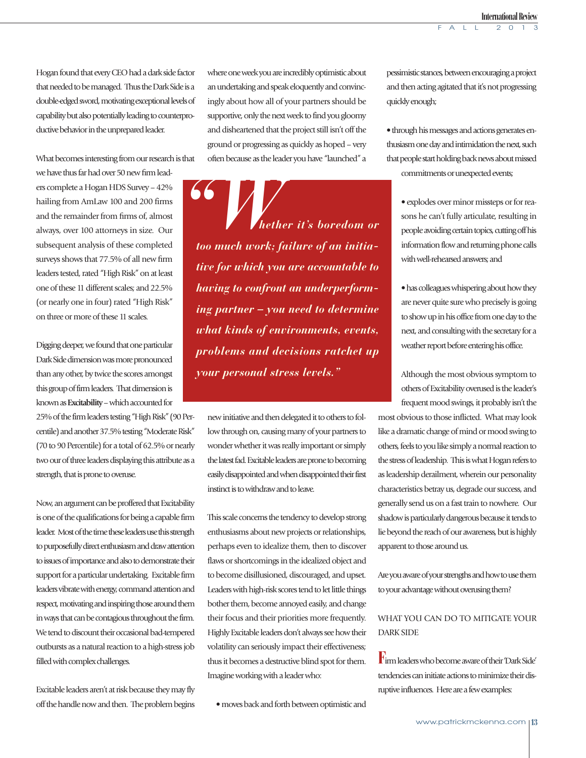Hogan found that every CEO had a dark side factor that needed to be managed. Thus the Dark Side is a double-edged sword, motivating exceptional levels of capability but also potentially leading to counterproductive behavior in the unprepared leader.

What becomes interesting from our research is that we have thus far had over 50 new firm leaders complete a Hogan HDS Survey – 42% hailing from AmLaw 100 and 200 firms and the remainder from firms of, almost always, over 100 attorneys in size. Our subsequent analysis of these completed surveys shows that 77.5% of all new firm leaders tested, rated "High Risk" on at least one of these 11 different scales; and 22.5% (or nearly one in four) rated "High Risk" on three or more of these 11 scales.

Digging deeper, we found that one particular Dark Side dimension was more pronounced than any other, by twice the scores amongst this group of firm leaders. That dimension is known as **Excitability** – which accounted for 25% of the firm leaders testing "High Risk" (90 Percentile) and another 37.5% testing "Moderate Risk" (70 to 90 Percentile) for a total of 62.5% or nearly two our of three leaders displaying this attribute as a strength, that is prone to overuse.

Now, an argument can be proffered that Excitability is one of the qualifications for being a capable firm leader. Most of the time these leaders use this strength to purposefully direct enthusiasm and draw attention to issues of importance and also to demonstrate their support for a particular undertaking. Excitable firm leaders vibrate with energy, command attention and respect, motivating and inspiring those around them in ways that can be contagious throughout the firm. We tend to discount their occasional bad-tempered outbursts as a natural reaction to a high-stress job filled with complex challenges.

Excitable leaders aren't at risk because they may fly off the handle now and then. The problem begins where one week you are incredibly optimistic about an undertaking and speak eloquently and convincingly about how all of your partners should be supportive, only the next week to find you gloomy and disheartened that the project still isn't off the ground or progressing as quickly as hoped – very often because as the leader you have "launched" a new initiative and then delegated it to others to follow through on, causing many of your partners to wonder whether it was really important or simply the latest fad. Excitable leaders are prone to becoming easily disappointed and when disappointed their first instinct is to withdraw and to leave.

> ***"Whether it's boredom or too much work; failure of an initiative for which you are accountable to having to confront an underperforming partner – you need to determine what kinds of environments, events, problems and decisions ratchet up your personal stress levels."***

This scale concerns the tendency to develop strong enthusiasms about new projects or relationships, perhaps even to idealize them, then to discover flaws or shortcomings in the idealized object and to become disillusioned, discouraged, and upset. Leaders with high-risk scores tend to let little things bother them, become annoyed easily, and change their focus and their priorities more frequently. Highly Excitable leaders don't always see how their volatility can seriously impact their effectiveness; thus it becomes a destructive blind spot for them. Imagine working with a leader who:

- moves back and forth between optimistic and pessimistic stances, between encouraging a project and then acting agitated that it's not progressing quickly enough;
- through his messages and actions generates enthusiasm one day and intimidation the next, such that people start holding back news about missed commitments or unexpected events;
- explodes over minor missteps or for reasons he can't fully articulate, resulting in people avoiding certain topics, cutting off his information flow and returning phone calls with well-rehearsed answers; and
- has colleagues whispering about how they are never quite sure who precisely is going to show up in his office from one day to the next, and consulting with the secretary for a weather report before entering his office.

Although the most obvious symptom to others of Excitability overused is the leader's frequent mood swings, it probably isn't the most obvious to those inflicted. What may look like a dramatic change of mind or mood swing to others, feels to you like simply a normal reaction to the stress of leadership. This is what Hogan refers to as leadership derailment, wherein our personality characteristics betray us, degrade our success, and generally send us on a fast train to nowhere. Our shadow is particularly dangerous because it tends to lie beyond the reach of our awareness, but is highly apparent to those around us.

Are you aware of your strengths and how to use them to your advantage without overusing them?

## WHAT YOU CAN DO TO MITIGATE YOUR DARK SIDE

Firm leaders who become aware of their 'Dark Side' tendencies can initiate actions to minimize their disruptive influences. Here are a few examples: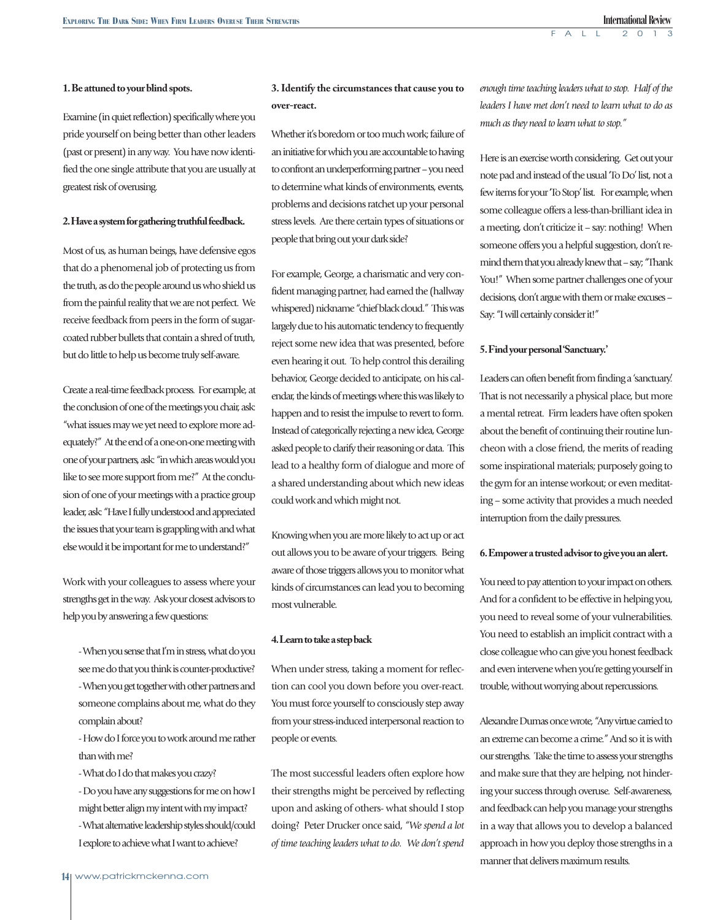**1. Be attuned to your blind spots.**

Examine (in quiet reflection) specifically where you pride yourself on being better than other leaders (past or present) in any way. You have now identified the one single attribute that you are usually at greatest risk of overusing.

**2. Have a system for gathering truthful feedback.**

Most of us, as human beings, have defensive egos that do a phenomenal job of protecting us from the truth, as do the people around us who shield us from the painful reality that we are not perfect. We receive feedback from peers in the form of sugar-coated rubber bullets that contain a shred of truth, but do little to help us become truly self-aware.

Create a real-time feedback process. For example, at the conclusion of one of the meetings you chair, ask: "what issues may we yet need to explore more adequately?" At the end of a one-on-one meeting with one of your partners, ask: "in which areas would you like to see more support from me?" At the conclusion of one of your meetings with a practice group leader, ask: "Have I fully understood and appreciated the issues that your team is grappling with and what else would it be important for me to understand?"

Work with your colleagues to assess where your strengths get in the way. Ask your closest advisors to help you by answering a few questions:

- When you sense that I'm in stress, what do you see me do that you think is counter-productive?
- When you get together with other partners and someone complains about me, what do they complain about?
- How do I force you to work around me rather than with me?
- What do I do that makes you crazy?
- Do you have any suggestions for me on how I might better align my intent with my impact?
- What alternative leadership styles should/could I explore to achieve what I want to achieve?

**3. Identify the circumstances that cause you to over-react.**

Whether it's boredom or too much work; failure of an initiative for which you are accountable to having to confront an underperforming partner – you need to determine what kinds of environments, events, problems and decisions ratchet up your personal stress levels. Are there certain types of situations or people that bring out your dark side?

For example, George, a charismatic and very confident managing partner, had earned the (hallway whispered) nickname "chief black cloud." This was largely due to his automatic tendency to frequently reject some new idea that was presented, before even hearing it out. To help control this derailing behavior, George decided to anticipate, on his calendar, the kinds of meetings where this was likely to happen and to resist the impulse to revert to form. Instead of categorically rejecting a new idea, George asked people to clarify their reasoning or data. This lead to a healthy form of dialogue and more of a shared understanding about which new ideas could work and which might not.

Knowing when you are more likely to act up or act out allows you to be aware of your triggers. Being aware of those triggers allows you to monitor what kinds of circumstances can lead you to becoming most vulnerable.

**4. Learn to take a step back**

When under stress, taking a moment for reflection can cool you down before you over-react. You must force yourself to consciously step away from your stress-induced interpersonal reaction to people or events.

The most successful leaders often explore how their strengths might be perceived by reflecting upon and asking of others- what should I stop doing? Peter Drucker once said, *"We spend a lot of time teaching leaders what to do. We don't spend enough time teaching leaders what to stop. Half of the leaders I have met don't need to learn what to do as much as they need to learn what to stop."*

Here is an exercise worth considering. Get out your note pad and instead of the usual 'To Do' list, not a few items for your 'To Stop' list. For example, when some colleague offers a less-than-brilliant idea in a meeting, don't criticize it – say: nothing! When someone offers you a helpful suggestion, don't remind them that you already knew that – say; "Thank You!" When some partner challenges one of your decisions, don't argue with them or make excuses – Say: "I will certainly consider it!"

**5. Find your personal 'Sanctuary.'**

Leaders can often benefit from finding a 'sanctuary.' That is not necessarily a physical place, but more a mental retreat. Firm leaders have often spoken about the benefit of continuing their routine luncheon with a close friend, the merits of reading some inspirational materials; purposely going to the gym for an intense workout; or even meditating – some activity that provides a much needed interruption from the daily pressures.

**6. Empower a trusted advisor to give you an alert.**

You need to pay attention to your impact on others. And for a confident to be effective in helping you, you need to reveal some of your vulnerabilities. You need to establish an implicit contract with a close colleague who can give you honest feedback and even intervene when you're getting yourself in trouble, without worrying about repercussions.

Alexandre Dumas once wrote, "Any virtue carried to an extreme can become a crime." And so it is with our strengths. Take the time to assess your strengths and make sure that they are helping, not hindering your success through overuse. Self-awareness, and feedback can help you manage your strengths in a way that allows you to develop a balanced approach in how you deploy those strengths in a manner that delivers maximum results.